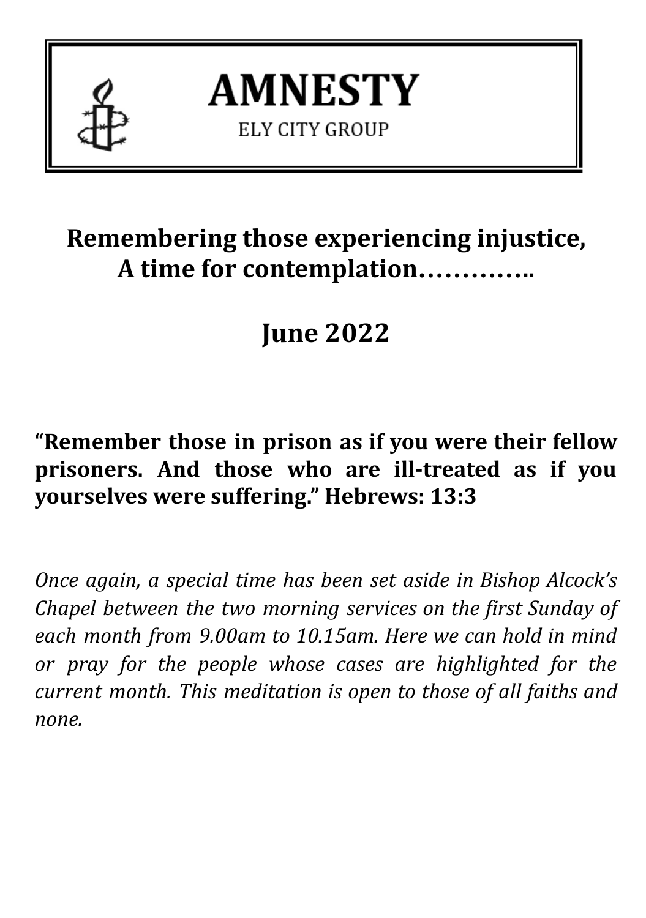# AMNESTY

ELY CITY GROUP

## Remembering those experiencing injustice, A time for contemplation…………..

## June 2022

**“Remember those in prison as if you were their fellow prisoners. And those who are ill-treated as if you yourselves were suffering.” Hebrews: 13:3**

*Once again, a special time has been set aside in Bishop Alcock’s Chapel between the two morning services on the first Sunday of each month from 9.00am to 10.15am. Here we can hold in mind or pray for the people whose cases are highlighted for the current month. This meditation is open to those of all faiths and none.*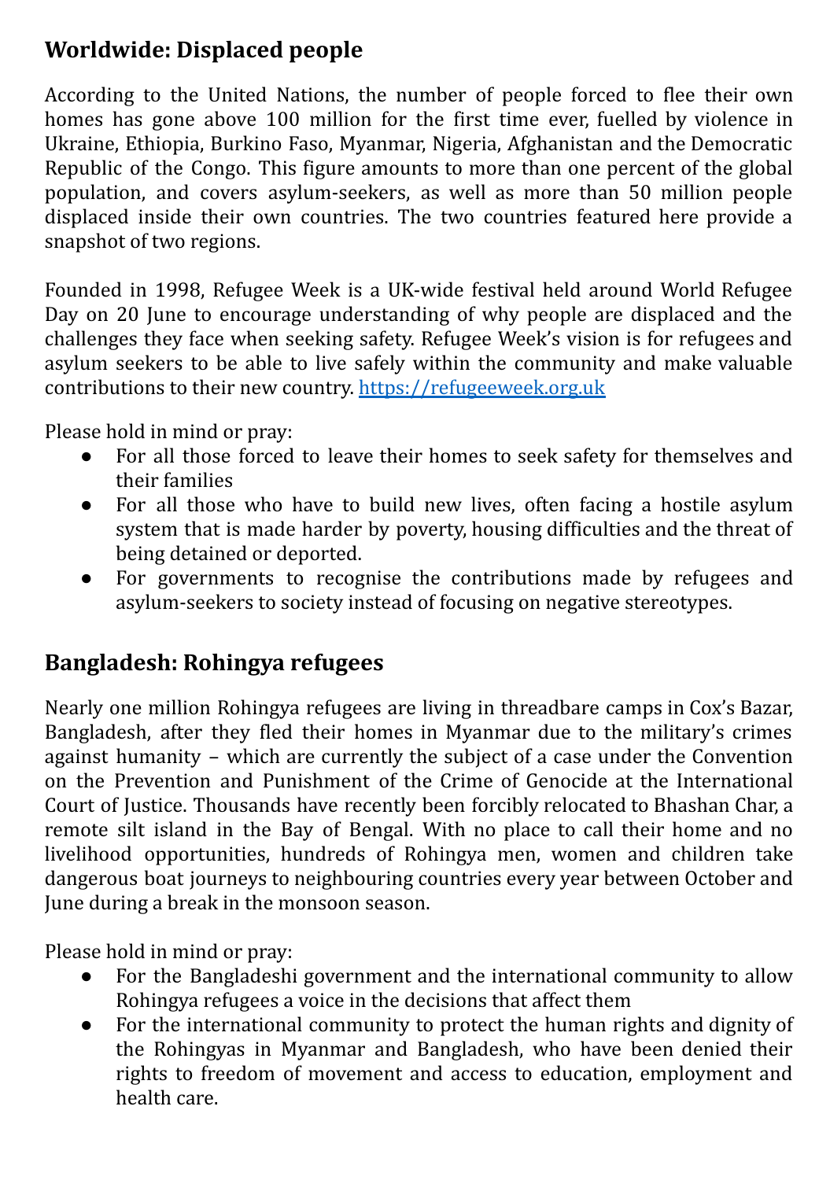## Worldwide: Displaced people

According to the United Nations, the number of people forced to flee their own homes has gone above 100 million for the first time ever, fuelled by violence in Ukraine, Ethiopia, Burkino Faso, Myanmar, Nigeria, Afghanistan and the Democratic Republic of the Congo. This figure amounts to more than one percent of the global population, and covers asylum-seekers, as well as more than 50 million people displaced inside their own countries. The two countries featured here provide a snapshot of two regions.

Founded in 1998, Refugee Week is a UK-wide festival held around World Refugee Day on 20 June to encourage understanding of why people are displaced and the challenges they face when seeking safety. Refugee Week's vision is for refugees and asylum seekers to be able to live safely within the community and make valuable contributions to their new country. [https://refugeeweek.org.uk](https://refugeeweek.org.uk)

Please hold in mind or pray:

- For all those forced to leave their homes to seek safety for themselves and their families
- For all those who have to build new lives, often facing a hostile asylum system that is made harder by poverty, housing difficulties and the threat of being detained or deported.
- For governments to recognise the contributions made by refugees and asylum-seekers to society instead of focusing on negative stereotypes.

## Bangladesh: Rohingya refugees

Nearly one million Rohingya refugees are living in threadbare camps in Cox's Bazar, Bangladesh, after they fled their homes in Myanmar due to the military's crimes against humanity – which are currently the subject of a case under the Convention on the Prevention and Punishment of the Crime of Genocide at the International Court of Justice. Thousands have recently been forcibly relocated to Bhashan Char, a remote silt island in the Bay of Bengal. With no place to call their home and no livelihood opportunities, hundreds of Rohingya men, women and children take dangerous boat journeys to neighbouring countries every year between October and June during a break in the monsoon season.

Please hold in mind or pray:

- For the Bangladeshi government and the international community to allow Rohingya refugees a voice in the decisions that affect them
- For the international community to protect the human rights and dignity of the Rohingyas in Myanmar and Bangladesh, who have been denied their rights to freedom of movement and access to education, employment and health care.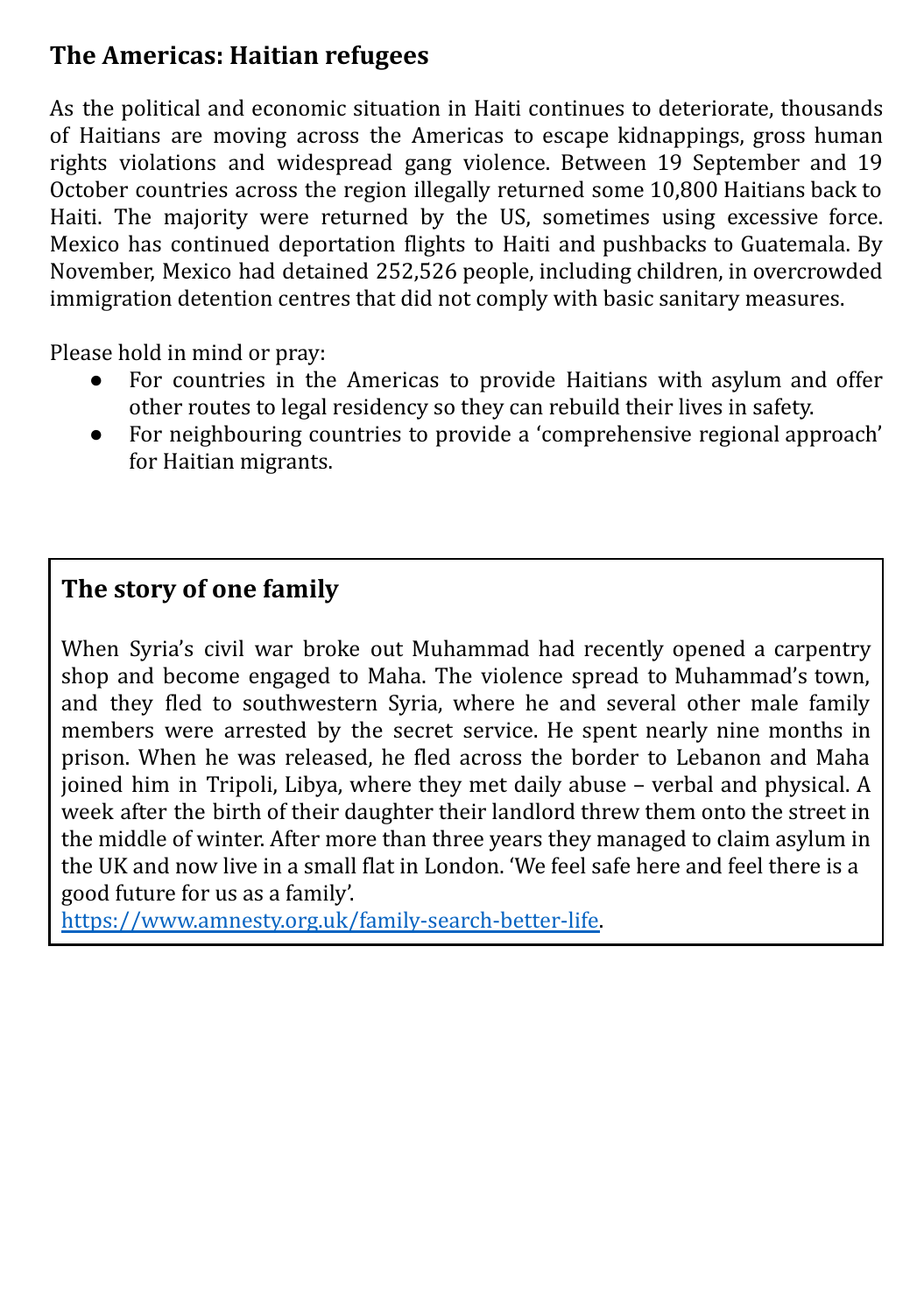## The Americas: Haitian refugees

As the political and economic situation in Haiti continues to deteriorate, thousands of Haitians are moving across the Americas to escape kidnappings, gross human rights violations and widespread gang violence. Between 19 September and 19 October countries across the region illegally returned some 10,800 Haitians back to Haiti. The majority were returned by the US, sometimes using excessive force. Mexico has continued deportation flights to Haiti and pushbacks to Guatemala. By November, Mexico had detained 252,526 people, including children, in overcrowded immigration detention centres that did not comply with basic sanitary measures.

Please hold in mind or pray:

- For countries in the Americas to provide Haitians with asylum and offer other routes to legal residency so they can rebuild their lives in safety.
- For neighbouring countries to provide a 'comprehensive regional approach' for Haitian migrants.

## The story of one family

When Syria's civil war broke out Muhammad had recently opened a carpentry shop and become engaged to Maha. The violence spread to Muhammad's town, and they fled to southwestern Syria, where he and several other male family members were arrested by the secret service. He spent nearly nine months in prison. When he was released, he fled across the border to Lebanon and Maha joined him in Tripoli, Libya, where they met daily abuse – verbal and physical. A week after the birth of their daughter their landlord threw them onto the street in the middle of winter. After more than three years they managed to claim asylum in the UK and now live in a small flat in London. 'We feel safe here and feel there is a good future for us as a family'.
[https://www.amnesty.org.uk/family-search-better-life](https://www.amnesty.org.uk/family-search-better-life).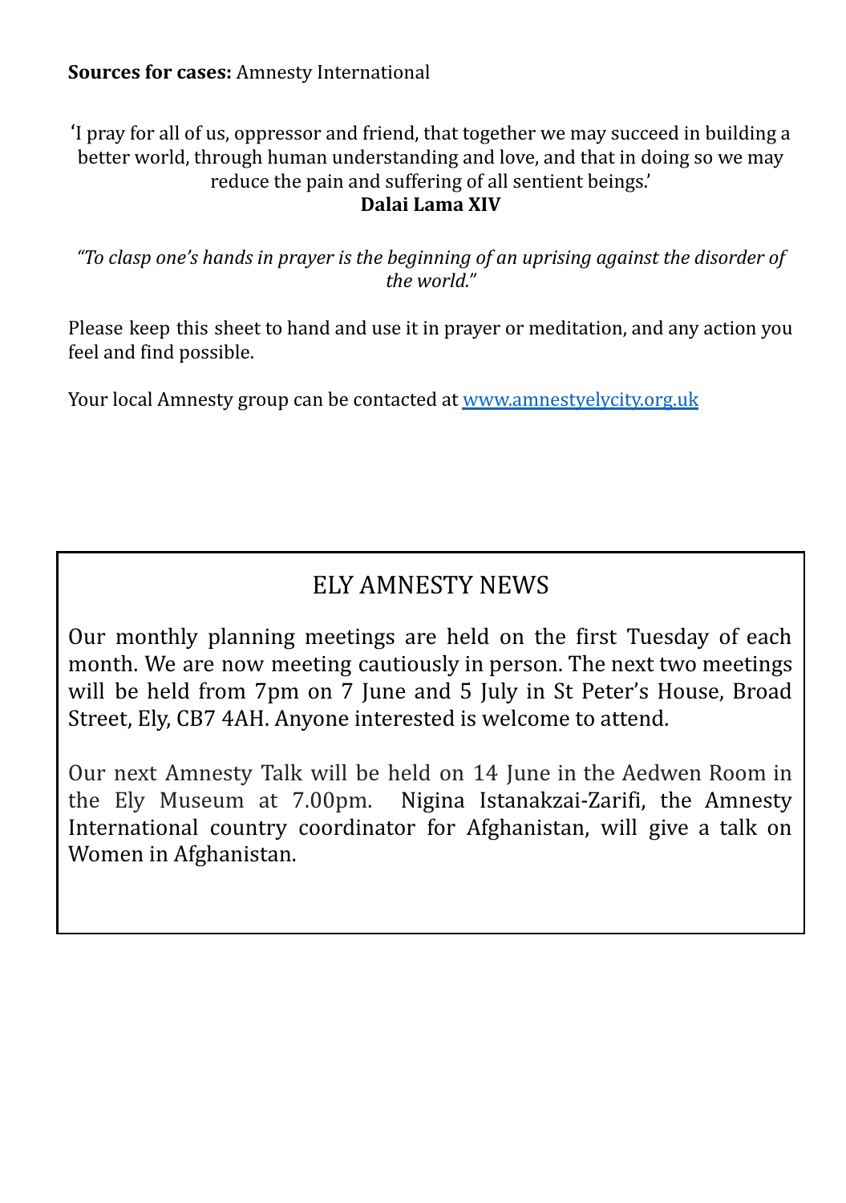**Sources for cases:** Amnesty International

'I pray for all of us, oppressor and friend, that together we may succeed in building a better world, through human understanding and love, and that in doing so we may reduce the pain and suffering of all sentient beings.'
**Dalai Lama XIV**

*"To clasp one's hands in prayer is the beginning of an uprising against the disorder of the world."*

Please keep this sheet to hand and use it in prayer or meditation, and any action you feel and find possible.

Your local Amnesty group can be contacted at [www.amnestyelycity.org.uk](http://www.amnestyelycity.org.uk)

## ELY AMNESTY NEWS

Our monthly planning meetings are held on the first Tuesday of each month. We are now meeting cautiously in person. The next two meetings will be held from 7pm on 7 June and 5 July in St Peter's House, Broad Street, Ely, CB7 4AH. Anyone interested is welcome to attend.

Our next Amnesty Talk will be held on 14 June in the Aedwen Room in the Ely Museum at 7.00pm. Nigina Istanakzai-Zarifi, the Amnesty International country coordinator for Afghanistan, will give a talk on Women in Afghanistan.